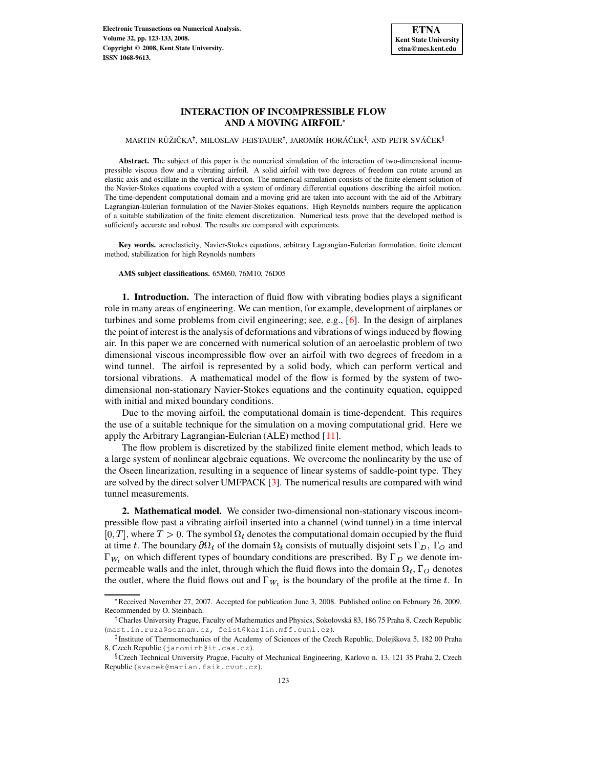# INTERACTION OF INCOMPRESSIBLE FLOW AND A MOVING AIRFOIL*

MARTIN RŮŽIČKA†, MILOSLAV FEISTAUER†, JAROMÍR HORÁČEK‡, AND PETR SVÁČEK§

**Abstract.** The subject of this paper is the numerical simulation of the interaction of two-dimensional incompressible viscous flow and a vibrating airfoil. A solid airfoil with two degrees of freedom can rotate around an elastic axis and oscillate in the vertical direction. The numerical simulation consists of the finite element solution of the Navier-Stokes equations coupled with a system of ordinary differential equations describing the airfoil motion. The time-dependent computational domain and a moving grid are taken into account with the aid of the Arbitrary Lagrangian-Eulerian formulation of the Navier-Stokes equations. High Reynolds numbers require the application of a suitable stabilization of the finite element discretization. Numerical tests prove that the developed method is sufficiently accurate and robust. The results are compared with experiments.

**Key words.** aeroelasticity, Navier-Stokes equations, arbitrary Lagrangian-Eulerian formulation, finite element method, stabilization for high Reynolds numbers

**AMS subject classifications.** 65M60, 76M10, 76D05

## 1. Introduction.

The interaction of fluid flow with vibrating bodies plays a significant role in many areas of engineering. We can mention, for example, development of airplanes or turbines and some problems from civil engineering; see, e.g., [6]. In the design of airplanes the point of interest is the analysis of deformations and vibrations of wings induced by flowing air. In this paper we are concerned with numerical solution of an aeroelastic problem of two dimensional viscous incompressible flow over an airfoil with two degrees of freedom in a wind tunnel. The airfoil is represented by a solid body, which can perform vertical and torsional vibrations. A mathematical model of the flow is formed by the system of two-dimensional non-stationary Navier-Stokes equations and the continuity equation, equipped with initial and mixed boundary conditions.

Due to the moving airfoil, the computational domain is time-dependent. This requires the use of a suitable technique for the simulation on a moving computational grid. Here we apply the Arbitrary Lagrangian-Eulerian (ALE) method [11].

The flow problem is discretized by the stabilized finite element method, which leads to a large system of nonlinear algebraic equations. We overcome the nonlinearity by the use of the Oseen linearization, resulting in a sequence of linear systems of saddle-point type. They are solved by the direct solver UMFPACK [3]. The numerical results are compared with wind tunnel measurements.

## 2. Mathematical model.

We consider two-dimensional non-stationary viscous incompressible flow past a vibrating airfoil inserted into a channel (wind tunnel) in a time interval $[0, T]$, where $T > 0$. The symbol $\Omega_t$ denotes the computational domain occupied by the fluid at time $t$. The boundary $\partial\Omega_t$ of the domain $\Omega_t$ consists of mutually disjoint sets $\Gamma_D$, $\Gamma_O$ and $\Gamma_{W_t}$ on which different types of boundary conditions are prescribed. By $\Gamma_D$ we denote impermeable walls and the inlet, through which the fluid flows into the domain $\Omega_t$, $\Gamma_O$ denotes the outlet, where the fluid flows out and $\Gamma_{W_t}$ is the boundary of the profile at the time $t$. In

---

*Received November 27, 2007. Accepted for publication June 3, 2008. Published online on February 26, 2009. Recommended by O. Steinbach.

†Charles University Prague, Faculty of Mathematics and Physics, Sokolovská 83, 186 75 Praha 8, Czech Republic (mart.in.ruza@seznam.cz, feist@karlin.mff.cuni.cz).

‡Institute of Thermomechanics of the Academy of Sciences of the Czech Republic, Dolejškova 5, 182 00 Praha 8, Czech Republic (jaromirh@it.cas.cz).

§Czech Technical University Prague, Faculty of Mechanical Engineering, Karlovo n. 13, 121 35 Praha 2, Czech Republic (svacek@marian.fsik.cvut.cz).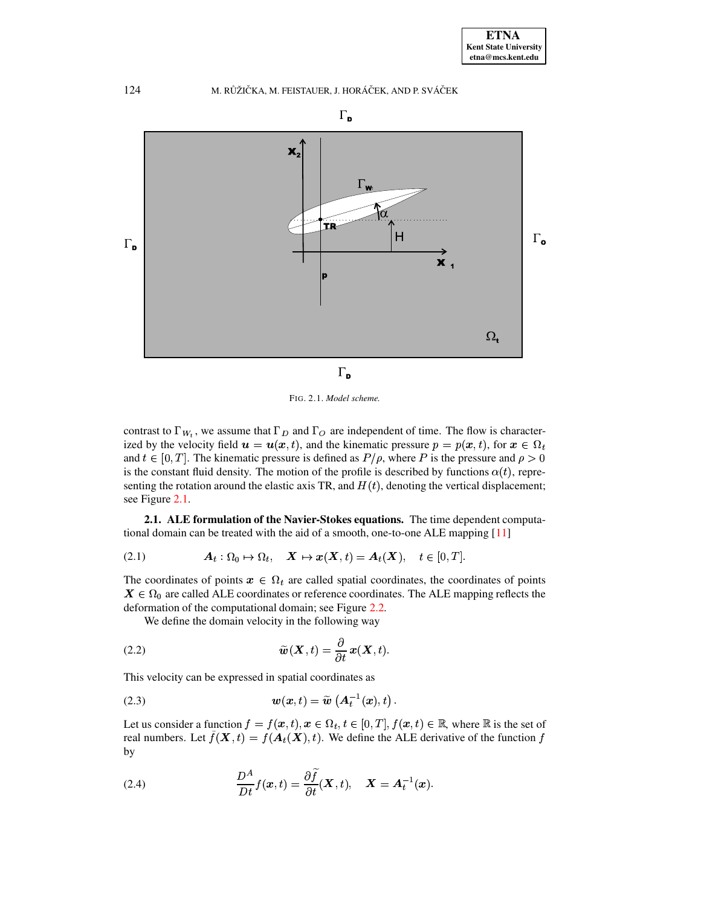FIG. 2.1. *Model scheme.*

contrast to $\Gamma_{W_t}$, we assume that $\Gamma_D$ and $\Gamma_O$ are independent of time. The flow is characterized by the velocity field $\boldsymbol{u} = \boldsymbol{u}(\boldsymbol{x}, t)$, and the kinematic pressure $p = p(\boldsymbol{x}, t)$, for $\boldsymbol{x} \in \Omega_t$ and $t \in [0, T]$. The kinematic pressure is defined as $P/\rho$, where $P$ is the pressure and $\rho > 0$ is the constant fluid density. The motion of the profile is described by functions $\alpha(t)$, representing the rotation around the elastic axis TR, and $H(t)$, denoting the vertical displacement; see Figure 2.1.

**2.1. ALE formulation of the Navier-Stokes equations.** The time dependent computational domain can be treated with the aid of a smooth, one-to-one ALE mapping [11]

$$\boldsymbol{A}_t : \Omega_0 \mapsto \Omega_t, \quad \boldsymbol{X} \mapsto \boldsymbol{x}(\boldsymbol{X}, t) = \boldsymbol{A}_t(\boldsymbol{X}), \quad t \in [0, T]. \tag{2.1}$$

The coordinates of points $\boldsymbol{x} \in \Omega_t$ are called spatial coordinates, the coordinates of points $\boldsymbol{X} \in \Omega_0$ are called ALE coordinates or reference coordinates. The ALE mapping reflects the deformation of the computational domain; see Figure 2.2.

We define the domain velocity in the following way

$$\tilde{\boldsymbol{w}}(\boldsymbol{X}, t) = \frac{\partial}{\partial t} \boldsymbol{x}(\boldsymbol{X}, t). \tag{2.2}$$

This velocity can be expressed in spatial coordinates as

$$\boldsymbol{w}(\boldsymbol{x}, t) = \tilde{\boldsymbol{w}}\left(\boldsymbol{A}_t^{-1}(\boldsymbol{x}), t\right). \tag{2.3}$$

Let us consider a function $f = f(\boldsymbol{x}, t), \boldsymbol{x} \in \Omega_t, t \in [0, T], f(\boldsymbol{x}, t) \in \mathbb{R}$, where $\mathbb{R}$ is the set of real numbers. Let $\tilde{f}(\boldsymbol{X}, t) = f(\boldsymbol{A}_t(\boldsymbol{X}), t)$. We define the ALE derivative of the function $f$ by

$$\frac{D^A}{Dt} f(\boldsymbol{x}, t) = \frac{\partial \tilde{f}}{\partial t}(\boldsymbol{X}, t), \quad \boldsymbol{X} = \boldsymbol{A}_t^{-1}(\boldsymbol{x}). \tag{2.4}$$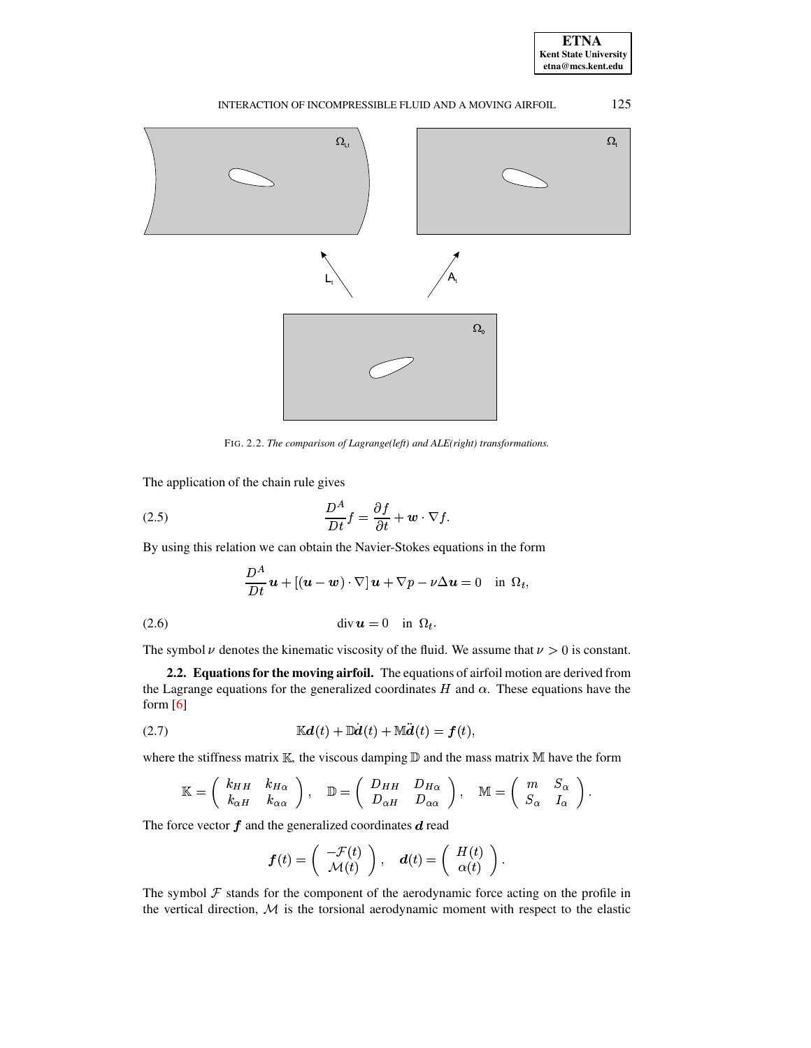FIG. 2.2. *The comparison of Lagrange(left) and ALE(right) transformations.*

The application of the chain rule gives

$$\frac{D^A}{Dt} f = \frac{\partial f}{\partial t} + \boldsymbol{w} \cdot \nabla f. \tag{2.5}$$

By using this relation we can obtain the Navier-Stokes equations in the form

$$\frac{D^A}{Dt} \boldsymbol{u} + [(\boldsymbol{u} - \boldsymbol{w}) \cdot \nabla] \boldsymbol{u} + \nabla p - \nu \Delta \boldsymbol{u} = 0 \quad \text{in } \Omega_t,$$

$$\operatorname{div} \boldsymbol{u} = 0 \quad \text{in } \Omega_t. \tag{2.6}$$

The symbol $\nu$ denotes the kinematic viscosity of the fluid. We assume that $\nu > 0$ is constant.

**2.2. Equations for the moving airfoil.** The equations of airfoil motion are derived from the Lagrange equations for the generalized coordinates $H$ and $\alpha$. These equations have the form [6]

$$\mathbb{K}\boldsymbol{d}(t) + \mathbb{D}\dot{\boldsymbol{d}}(t) + \mathbb{M}\ddot{\boldsymbol{d}}(t) = \boldsymbol{f}(t), \tag{2.7}$$

where the stiffness matrix $\mathbb{K}$, the viscous damping $\mathbb{D}$ and the mass matrix $\mathbb{M}$ have the form

$$\mathbb{K} = \begin{pmatrix} k_{HH} & k_{H\alpha} \\ k_{\alpha H} & k_{\alpha\alpha} \end{pmatrix}, \quad \mathbb{D} = \begin{pmatrix} D_{HH} & D_{H\alpha} \\ D_{\alpha H} & D_{\alpha\alpha} \end{pmatrix}, \quad \mathbb{M} = \begin{pmatrix} m & S_\alpha \\ S_\alpha & I_\alpha \end{pmatrix}.$$

The force vector $\boldsymbol{f}$ and the generalized coordinates $\boldsymbol{d}$ read

$$\boldsymbol{f}(t) = \begin{pmatrix} -\mathcal{F}(t) \\ \mathcal{M}(t) \end{pmatrix}, \quad \boldsymbol{d}(t) = \begin{pmatrix} H(t) \\ \alpha(t) \end{pmatrix}.$$

The symbol $\mathcal{F}$ stands for the component of the aerodynamic force acting on the profile in the vertical direction, $\mathcal{M}$ is the torsional aerodynamic moment with respect to the elastic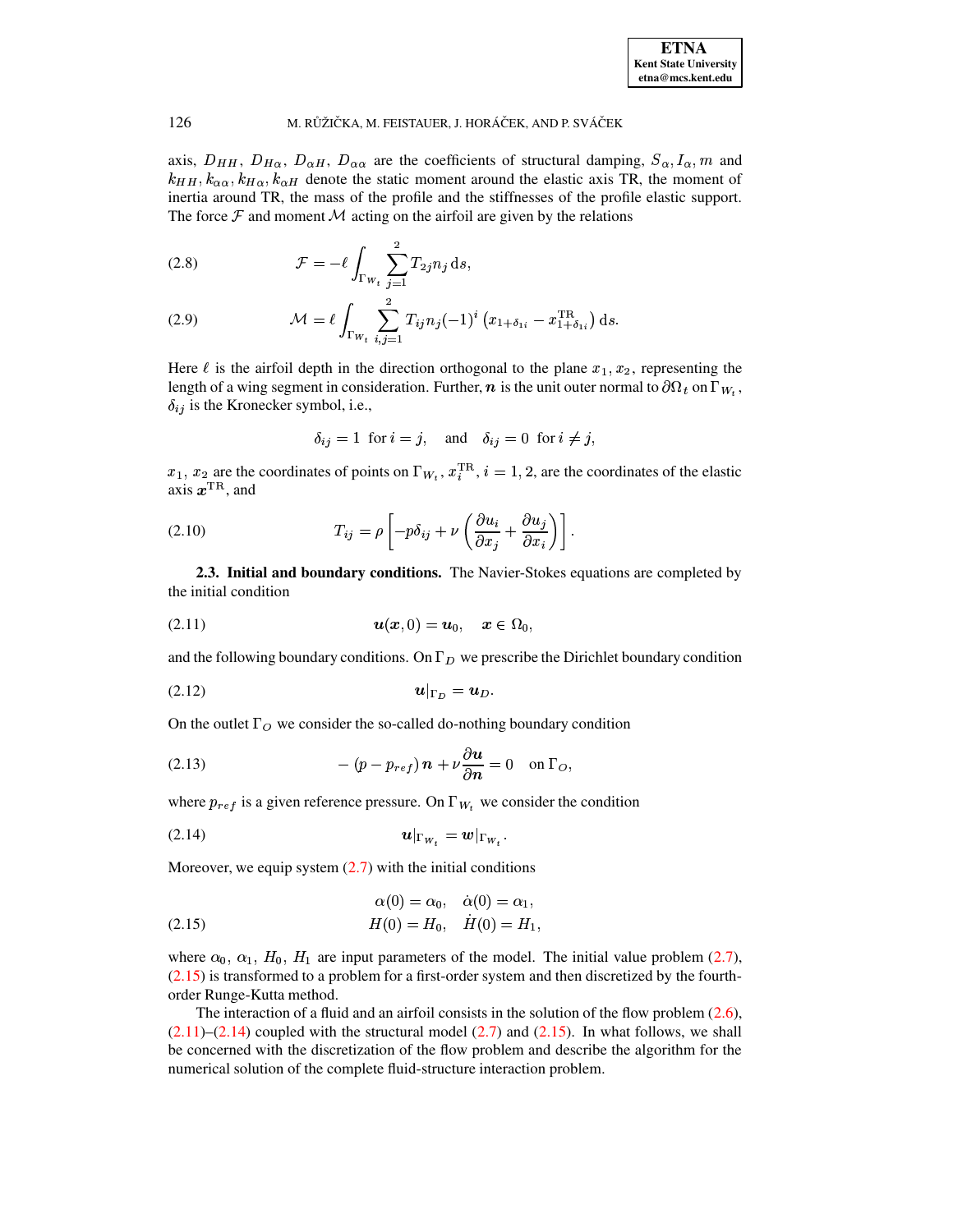axis, $D_{HH}$, $D_{H\alpha}$, $D_{\alpha H}$, $D_{\alpha\alpha}$ are the coefficients of structural damping, $S_\alpha, I_\alpha, m$ and $k_{HH}, k_{\alpha\alpha}, k_{H\alpha}, k_{\alpha H}$ denote the static moment around the elastic axis TR, the moment of inertia around TR, the mass of the profile and the stiffnesses of the profile elastic support. The force $\mathcal{F}$ and moment $\mathcal{M}$ acting on the airfoil are given by the relations

$$\mathcal{F} = -\ell \int_{\Gamma_{W_t}} \sum_{j=1}^{2} T_{2j} n_j \,\mathrm{d}s, \tag{2.8}$$

$$\mathcal{M} = \ell \int_{\Gamma_{W_t}} \sum_{i,j=1}^{2} T_{ij} n_j (-1)^i \left( x_{1+\delta_{1i}} - x_{1+\delta_{1i}}^{\mathrm{TR}} \right) \mathrm{d}s. \tag{2.9}$$

Here $\ell$ is the airfoil depth in the direction orthogonal to the plane $x_1, x_2$, representing the length of a wing segment in consideration. Further, $\boldsymbol{n}$ is the unit outer normal to $\partial\Omega_t$ on $\Gamma_{W_t}$, $\delta_{ij}$ is the Kronecker symbol, i.e.,

$$\delta_{ij} = 1 \ \text{ for } i = j, \quad \text{and} \quad \delta_{ij} = 0 \ \text{ for } i \neq j,$$

$x_1$, $x_2$ are the coordinates of points on $\Gamma_{W_t}$, $x_i^{\mathrm{TR}}$, $i = 1, 2$, are the coordinates of the elastic axis $\boldsymbol{x}^{\mathrm{TR}}$, and

$$T_{ij} = \rho \left[ -p\delta_{ij} + \nu \left( \frac{\partial u_i}{\partial x_j} + \frac{\partial u_j}{\partial x_i} \right) \right]. \tag{2.10}$$

**2.3. Initial and boundary conditions.** The Navier-Stokes equations are completed by the initial condition

$$\boldsymbol{u}(\boldsymbol{x}, 0) = \boldsymbol{u}_0, \quad \boldsymbol{x} \in \Omega_0, \tag{2.11}$$

and the following boundary conditions. On $\Gamma_D$ we prescribe the Dirichlet boundary condition

$$\boldsymbol{u}|_{\Gamma_D} = \boldsymbol{u}_D. \tag{2.12}$$

On the outlet $\Gamma_O$ we consider the so-called do-nothing boundary condition

$$-\left(p - p_{ref}\right) \boldsymbol{n} + \nu \frac{\partial \boldsymbol{u}}{\partial \boldsymbol{n}} = 0 \quad \text{on } \Gamma_O, \tag{2.13}$$

where $p_{ref}$ is a given reference pressure. On $\Gamma_{W_t}$ we consider the condition

$$\boldsymbol{u}|_{\Gamma_{W_t}} = \boldsymbol{w}|_{\Gamma_{W_t}}. \tag{2.14}$$

Moreover, we equip system (2.7) with the initial conditions

$$\begin{aligned} \alpha(0) &= \alpha_0, \quad \dot{\alpha}(0) = \alpha_1, \\ H(0) &= H_0, \quad \dot{H}(0) = H_1, \end{aligned} \tag{2.15}$$

where $\alpha_0$, $\alpha_1$, $H_0$, $H_1$ are input parameters of the model. The initial value problem (2.7), (2.15) is transformed to a problem for a first-order system and then discretized by the fourth-order Runge-Kutta method.

The interaction of a fluid and an airfoil consists in the solution of the flow problem (2.6), (2.11)–(2.14) coupled with the structural model (2.7) and (2.15). In what follows, we shall be concerned with the discretization of the flow problem and describe the algorithm for the numerical solution of the complete fluid-structure interaction problem.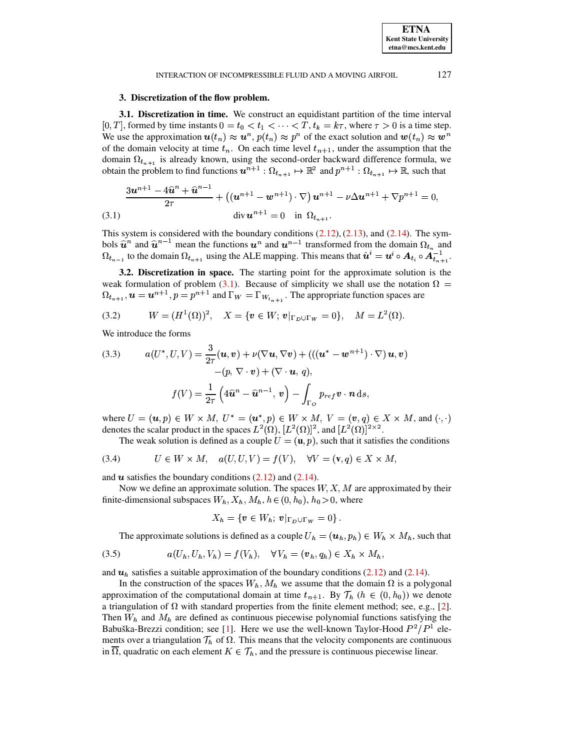## 3. Discretization of the flow problem.

**3.1. Discretization in time.** We construct an equidistant partition of the time interval $[0, T]$, formed by time instants $0 = t_0 < t_1 < \cdots < T$, $t_k = k\tau$, where $\tau > 0$ is a time step. We use the approximation $\boldsymbol{u}(t_n) \approx \boldsymbol{u}^n$, $p(t_n) \approx p^n$ of the exact solution and $\boldsymbol{w}(t_n) \approx \boldsymbol{w}^n$ of the domain velocity at time $t_n$. On each time level $t_{n+1}$, under the assumption that the domain $\Omega_{t_{n+1}}$ is already known, using the second-order backward difference formula, we obtain the problem to find functions $\boldsymbol{u}^{n+1} : \Omega_{t_{n+1}} \mapsto \mathbb{R}^2$ and $p^{n+1} : \Omega_{t_{n+1}} \mapsto \mathbb{R}$, such that

$$
\begin{aligned}
&\frac{3\boldsymbol{u}^{n+1} - 4\widehat{\boldsymbol{u}}^n + \widehat{\boldsymbol{u}}^{n-1}}{2\tau} + \left(\left(\boldsymbol{u}^{n+1} - \boldsymbol{w}^{n+1}\right) \cdot \nabla\right) \boldsymbol{u}^{n+1} - \nu \Delta \boldsymbol{u}^{n+1} + \nabla p^{n+1} = 0, \\
&\qquad\qquad \operatorname{div} \boldsymbol{u}^{n+1} = 0 \quad \text{in } \Omega_{t_{n+1}}.
\end{aligned} \tag{3.1}
$$

This system is considered with the boundary conditions (2.12), (2.13), and (2.14). The symbols $\widehat{\boldsymbol{u}}^n$ and $\widehat{\boldsymbol{u}}^{n-1}$ mean the functions $\boldsymbol{u}^n$ and $\boldsymbol{u}^{n-1}$ transformed from the domain $\Omega_{t_n}$ and $\Omega_{t_{n-1}}$ to the domain $\Omega_{t_{n+1}}$ using the ALE mapping. This means that $\hat{\boldsymbol{u}}^i = \boldsymbol{u}^i \circ \boldsymbol{A}_{t_i} \circ \boldsymbol{A}_{t_{n+1}}^{-1}$.

**3.2. Discretization in space.** The starting point for the approximate solution is the weak formulation of problem (3.1). Because of simplicity we shall use the notation $\Omega = \Omega_{t_{n+1}}$, $\boldsymbol{u} = \boldsymbol{u}^{n+1}$, $p = p^{n+1}$ and $\Gamma_W = \Gamma_{W_{t_{n+1}}}$. The appropriate function spaces are

$$
W = (H^1(\Omega))^2, \quad X = \{\boldsymbol{v} \in W;\, \boldsymbol{v}|_{\Gamma_D \cup \Gamma_W} = 0\}, \quad M = L^2(\Omega). \tag{3.2}
$$

We introduce the forms

$$
\begin{aligned}
a(U^*, U, V) &= \frac{3}{2\tau}(\boldsymbol{u}, \boldsymbol{v}) + \nu(\nabla \boldsymbol{u}, \nabla \boldsymbol{v}) + \left(\left(\left(\boldsymbol{u}^* - \boldsymbol{w}^{n+1}\right) \cdot \nabla\right) \boldsymbol{u}, \boldsymbol{v}\right) \\
&\quad - (p,\, \nabla \cdot \boldsymbol{v}) + (\nabla \cdot \boldsymbol{u},\, q), \\
f(V) &= \frac{1}{2\tau}\left(4\widehat{\boldsymbol{u}}^n - \widehat{\boldsymbol{u}}^{n-1},\, \boldsymbol{v}\right) - \int_{\Gamma_O} p_{ref}\, \boldsymbol{v} \cdot \boldsymbol{n}\, \mathrm{d}s,
\end{aligned} \tag{3.3}
$$

where $U = (\boldsymbol{u}, p) \in W \times M$, $U^* = (\boldsymbol{u}^*, p) \in W \times M$, $V = (\boldsymbol{v}, q) \in X \times M$, and $(\cdot, \cdot)$ denotes the scalar product in the spaces $L^2(\Omega)$, $[L^2(\Omega)]^2$, and $[L^2(\Omega)]^{2\times 2}$.

The weak solution is defined as a couple $U = (\mathbf{u}, p)$, such that it satisfies the conditions

$$
U \in W \times M, \quad a(U, U, V) = f(V), \quad \forall V = (\mathbf{v}, q) \in X \times M, \tag{3.4}
$$

and $\boldsymbol{u}$ satisfies the boundary conditions (2.12) and (2.14).

Now we define an approximate solution. The spaces $W, X, M$ are approximated by their finite-dimensional subspaces $W_h, X_h, M_h$, $h \in (0, h_0)$, $h_0 > 0$, where

$$
X_h = \{\boldsymbol{v} \in W_h;\, \boldsymbol{v}|_{\Gamma_D \cup \Gamma_W} = 0\}.
$$

The approximate solutions is defined as a couple $U_h = (\boldsymbol{u}_h, p_h) \in W_h \times M_h$, such that

$$
a(U_h, U_h, V_h) = f(V_h), \quad \forall V_h = (\boldsymbol{v}_h, q_h) \in X_h \times M_h, \tag{3.5}
$$

and $\boldsymbol{u}_h$ satisfies a suitable approximation of the boundary conditions (2.12) and (2.14).

In the construction of the spaces $W_h, M_h$ we assume that the domain $\Omega$ is a polygonal approximation of the computational domain at time $t_{n+1}$. By $\mathcal{T}_h$ ($h \in (0, h_0)$) we denote a triangulation of $\Omega$ with standard properties from the finite element method; see, e.g., [2]. Then $W_h$ and $M_h$ are defined as continuous piecewise polynomial functions satisfying the Babuška-Brezzi condition; see [1]. Here we use the well-known Taylor-Hood $P^2/P^1$ elements over a triangulation $\mathcal{T}_h$ of $\Omega$. This means that the velocity components are continuous in $\overline{\Omega}$, quadratic on each element $K \in \mathcal{T}_h$, and the pressure is continuous piecewise linear.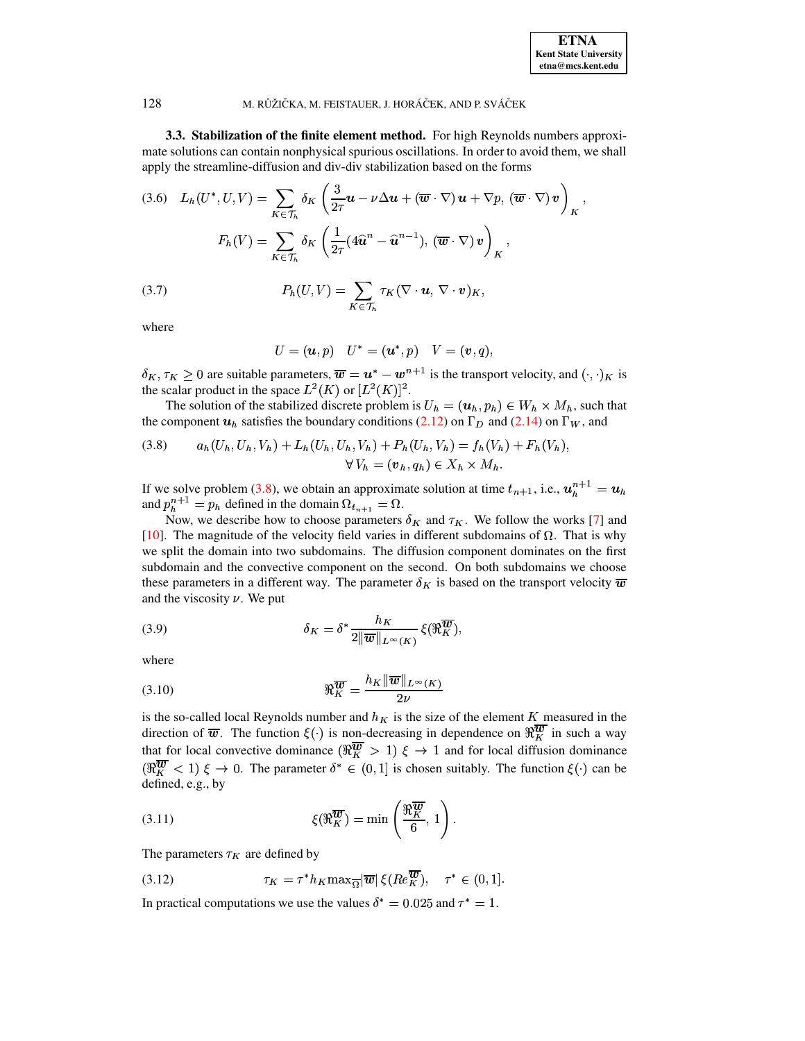**3.3. Stabilization of the finite element method.** For high Reynolds numbers approximate solutions can contain nonphysical spurious oscillations. In order to avoid them, we shall apply the streamline-diffusion and div-div stabilization based on the forms

$$
\text{(3.6)} \quad L_h(U^*, U, V) = \sum_{K \in \mathcal{T}_h} \delta_K \left( \frac{3}{2\tau} \boldsymbol{u} - \nu \Delta \boldsymbol{u} + (\overline{\boldsymbol{w}} \cdot \nabla) \boldsymbol{u} + \nabla p, \, (\overline{\boldsymbol{w}} \cdot \nabla) \boldsymbol{v} \right)_K,
$$

$$
F_h(V) = \sum_{K \in \mathcal{T}_h} \delta_K \left( \frac{1}{2\tau} (4 \widehat{\boldsymbol{u}}^n - \widehat{\boldsymbol{u}}^{n-1}), \, (\overline{\boldsymbol{w}} \cdot \nabla) \boldsymbol{v} \right)_K,
$$

$$
\text{(3.7)} \qquad P_h(U, V) = \sum_{K \in \mathcal{T}_h} \tau_K (\nabla \cdot \boldsymbol{u}, \, \nabla \cdot \boldsymbol{v})_K,
$$

where

$$
U = (\boldsymbol{u}, p) \quad U^* = (\boldsymbol{u}^*, p) \quad V = (\boldsymbol{v}, q),
$$

$\delta_K, \tau_K \geq 0$ are suitable parameters, $\overline{\boldsymbol{w}} = \boldsymbol{u}^* - \boldsymbol{w}^{n+1}$ is the transport velocity, and $(\cdot, \cdot)_K$ is the scalar product in the space $L^2(K)$ or $[L^2(K)]^2$.

The solution of the stabilized discrete problem is $U_h = (\boldsymbol{u}_h, p_h) \in W_h \times M_h$, such that the component $\boldsymbol{u}_h$ satisfies the boundary conditions (2.12) on $\Gamma_D$ and (2.14) on $\Gamma_W$, and

$$
\text{(3.8)} \qquad a_h(U_h, U_h, V_h) + L_h(U_h, U_h, V_h) + P_h(U_h, V_h) = f_h(V_h) + F_h(V_h), \quad \forall \, V_h = (\boldsymbol{v}_h, q_h) \in X_h \times M_h.
$$

If we solve problem (3.8), we obtain an approximate solution at time $t_{n+1}$, i.e., $\boldsymbol{u}_h^{n+1} = \boldsymbol{u}_h$ and $p_h^{n+1} = p_h$ defined in the domain $\Omega_{t_{n+1}} = \Omega$.

Now, we describe how to choose parameters $\delta_K$ and $\tau_K$. We follow the works [7] and [10]. The magnitude of the velocity field varies in different subdomains of $\Omega$. That is why we split the domain into two subdomains. The diffusion component dominates on the first subdomain and the convective component on the second. On both subdomains we choose these parameters in a different way. The parameter $\delta_K$ is based on the transport velocity $\overline{\boldsymbol{w}}$ and the viscosity $\nu$. We put

$$
\text{(3.9)} \qquad \delta_K = \delta^* \frac{h_K}{2 \|\overline{\boldsymbol{w}}\|_{L^\infty(K)}} \, \xi(\Re_K^{\overline{\boldsymbol{w}}}),
$$

where

$$
\text{(3.10)} \qquad \Re_K^{\overline{\boldsymbol{w}}} = \frac{h_K \|\overline{\boldsymbol{w}}\|_{L^\infty(K)}}{2\nu}
$$

is the so-called local Reynolds number and $h_K$ is the size of the element $K$ measured in the direction of $\overline{\boldsymbol{w}}$. The function $\xi(\cdot)$ is non-decreasing in dependence on $\Re_K^{\overline{\boldsymbol{w}}}$ in such a way that for local convective dominance ($\Re_K^{\overline{\boldsymbol{w}}} > 1$) $\xi \to 1$ and for local diffusion dominance ($\Re_K^{\overline{\boldsymbol{w}}} < 1$) $\xi \to 0$. The parameter $\delta^* \in (0, 1]$ is chosen suitably. The function $\xi(\cdot)$ can be defined, e.g., by

$$
\text{(3.11)} \qquad \xi(\Re_K^{\overline{\boldsymbol{w}}}) = \min \left( \frac{\Re_K^{\overline{\boldsymbol{w}}}}{6}, \, 1 \right).
$$

The parameters $\tau_K$ are defined by

$$
\text{(3.12)} \qquad \tau_K = \tau^* h_K \max_{\overline{\Omega}} |\overline{\boldsymbol{w}}| \, \xi(Re_K^{\overline{\boldsymbol{w}}}), \quad \tau^* \in (0, 1].
$$

In practical computations we use the values $\delta^* = 0.025$ and $\tau^* = 1$.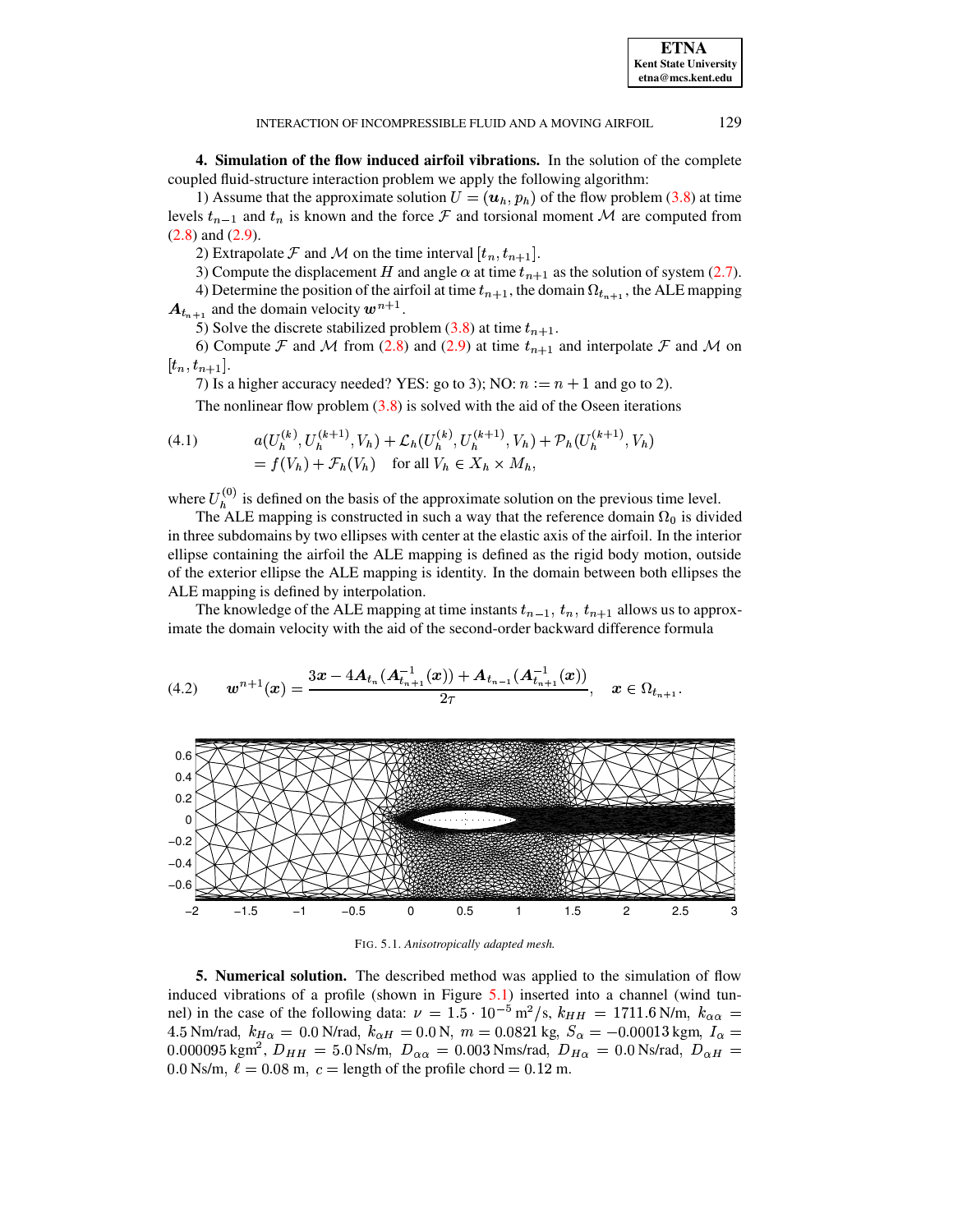**4. Simulation of the flow induced airfoil vibrations.** In the solution of the complete coupled fluid-structure interaction problem we apply the following algorithm:

1) Assume that the approximate solution $U = (\boldsymbol{u}_h, p_h)$ of the flow problem (3.8) at time levels $t_{n-1}$ and $t_n$ is known and the force $\mathcal{F}$ and torsional moment $\mathcal{M}$ are computed from (2.8) and (2.9).

2) Extrapolate $\mathcal{F}$ and $\mathcal{M}$ on the time interval $[t_n, t_{n+1}]$.

3) Compute the displacement $H$ and angle $\alpha$ at time $t_{n+1}$ as the solution of system (2.7).

4) Determine the position of the airfoil at time $t_{n+1}$, the domain $\Omega_{t_{n+1}}$, the ALE mapping $\boldsymbol{A}_{t_{n+1}}$ and the domain velocity $\boldsymbol{w}^{n+1}$.

5) Solve the discrete stabilized problem (3.8) at time $t_{n+1}$.

6) Compute $\mathcal{F}$ and $\mathcal{M}$ from (2.8) and (2.9) at time $t_{n+1}$ and interpolate $\mathcal{F}$ and $\mathcal{M}$ on $[t_n, t_{n+1}]$.

7) Is a higher accuracy needed? YES: go to 3); NO: $n := n + 1$ and go to 2).

The nonlinear flow problem (3.8) is solved with the aid of the Oseen iterations

$$
\begin{aligned}
(4.1) \qquad & a(U_h^{(k)}, U_h^{(k+1)}, V_h) + \mathcal{L}_h(U_h^{(k)}, U_h^{(k+1)}, V_h) + \mathcal{P}_h(U_h^{(k+1)}, V_h) \\
& = f(V_h) + \mathcal{F}_h(V_h) \quad \text{for all } V_h \in X_h \times M_h,
\end{aligned}
$$

where $U_h^{(0)}$ is defined on the basis of the approximate solution on the previous time level.

The ALE mapping is constructed in such a way that the reference domain $\Omega_0$ is divided in three subdomains by two ellipses with center at the elastic axis of the airfoil. In the interior ellipse containing the airfoil the ALE mapping is defined as the rigid body motion, outside of the exterior ellipse the ALE mapping is identity. In the domain between both ellipses the ALE mapping is defined by interpolation.

The knowledge of the ALE mapping at time instants $t_{n-1}$, $t_n$, $t_{n+1}$ allows us to approximate the domain velocity with the aid of the second-order backward difference formula

$$
(4.2) \qquad \boldsymbol{w}^{n+1}(\boldsymbol{x}) = \frac{3\boldsymbol{x} - 4\boldsymbol{A}_{t_n}(\boldsymbol{A}_{t_{n+1}}^{-1}(\boldsymbol{x})) + \boldsymbol{A}_{t_{n-1}}(\boldsymbol{A}_{t_{n+1}}^{-1}(\boldsymbol{x}))}{2\tau}, \quad \boldsymbol{x} \in \Omega_{t_{n+1}}.
$$

FIG. 5.1. *Anisotropically adapted mesh.*

**5. Numerical solution.** The described method was applied to the simulation of flow induced vibrations of a profile (shown in Figure 5.1) inserted into a channel (wind tunnel) in the case of the following data: $\nu = 1.5 \cdot 10^{-5}\,\mathrm{m}^2/\mathrm{s}$, $k_{HH} = 1711.6\,\mathrm{N/m}$, $k_{\alpha\alpha} = 4.5\,\mathrm{Nm/rad}$, $k_{H\alpha} = 0.0\,\mathrm{N/rad}$, $k_{\alpha H} = 0.0\,\mathrm{N}$, $m = 0.0821\,\mathrm{kg}$, $S_\alpha = -0.00013\,\mathrm{kgm}$, $I_\alpha = 0.000095\,\mathrm{kgm}^2$, $D_{HH} = 5.0\,\mathrm{Ns/m}$, $D_{\alpha\alpha} = 0.003\,\mathrm{Nms/rad}$, $D_{H\alpha} = 0.0\,\mathrm{Ns/rad}$, $D_{\alpha H} = 0.0\,\mathrm{Ns/m}$, $\ell = 0.08\,\mathrm{m}$, $c =$ length of the profile chord $= 0.12\,\mathrm{m}$.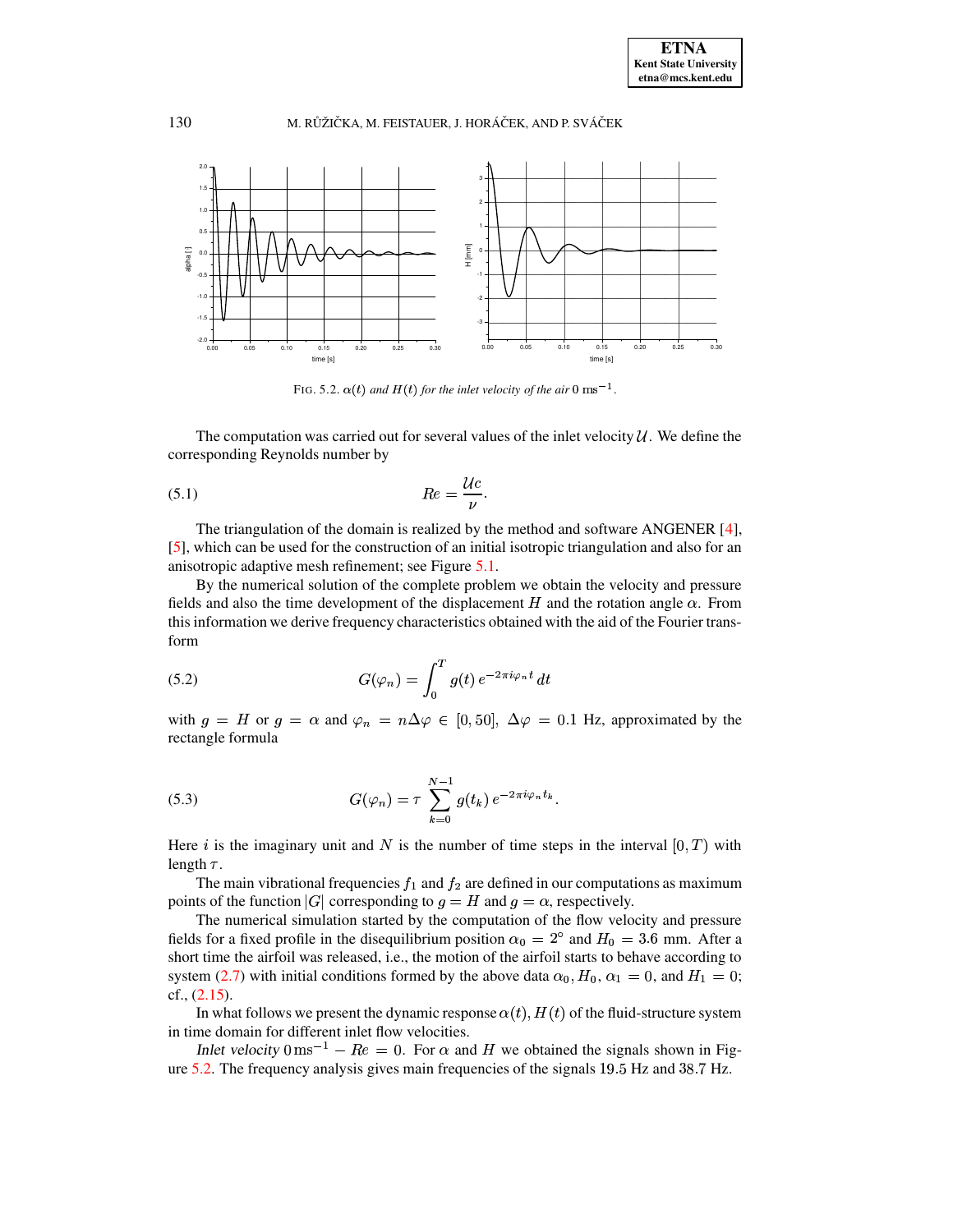FIG. 5.2. $\alpha(t)$ *and* $H(t)$ *for the inlet velocity of the air* $0 \text{ ms}^{-1}$.

The computation was carried out for several values of the inlet velocity $\mathcal{U}$. We define the corresponding Reynolds number by

$$Re = \frac{\mathcal{U}c}{\nu}. \tag{5.1}$$

The triangulation of the domain is realized by the method and software ANGENER [4], [5], which can be used for the construction of an initial isotropic triangulation and also for an anisotropic adaptive mesh refinement; see Figure 5.1.

By the numerical solution of the complete problem we obtain the velocity and pressure fields and also the time development of the displacement $H$ and the rotation angle $\alpha$. From this information we derive frequency characteristics obtained with the aid of the Fourier transform

$$G(\varphi_n) = \int_0^T g(t)\, e^{-2\pi i \varphi_n t}\, dt \tag{5.2}$$

with $g = H$ or $g = \alpha$ and $\varphi_n = n\Delta\varphi \in [0, 50]$, $\Delta\varphi = 0.1$ Hz, approximated by the rectangle formula

$$G(\varphi_n) = \tau \sum_{k=0}^{N-1} g(t_k)\, e^{-2\pi i \varphi_n t_k}. \tag{5.3}$$

Here $i$ is the imaginary unit and $N$ is the number of time steps in the interval $[0, T)$ with length $\tau$.

The main vibrational frequencies $f_1$ and $f_2$ are defined in our computations as maximum points of the function $|G|$ corresponding to $g = H$ and $g = \alpha$, respectively.

The numerical simulation started by the computation of the flow velocity and pressure fields for a fixed profile in the disequilibrium position $\alpha_0 = 2^\circ$ and $H_0 = 3.6$ mm. After a short time the airfoil was released, i.e., the motion of the airfoil starts to behave according to system (2.7) with initial conditions formed by the above data $\alpha_0, H_0, \alpha_1 = 0$, and $H_1 = 0$; cf., (2.15).

In what follows we present the dynamic response $\alpha(t), H(t)$ of the fluid-structure system in time domain for different inlet flow velocities.

*Inlet velocity* $0 \text{ ms}^{-1} - Re = 0$. For $\alpha$ and $H$ we obtained the signals shown in Figure 5.2. The frequency analysis gives main frequencies of the signals 19.5 Hz and 38.7 Hz.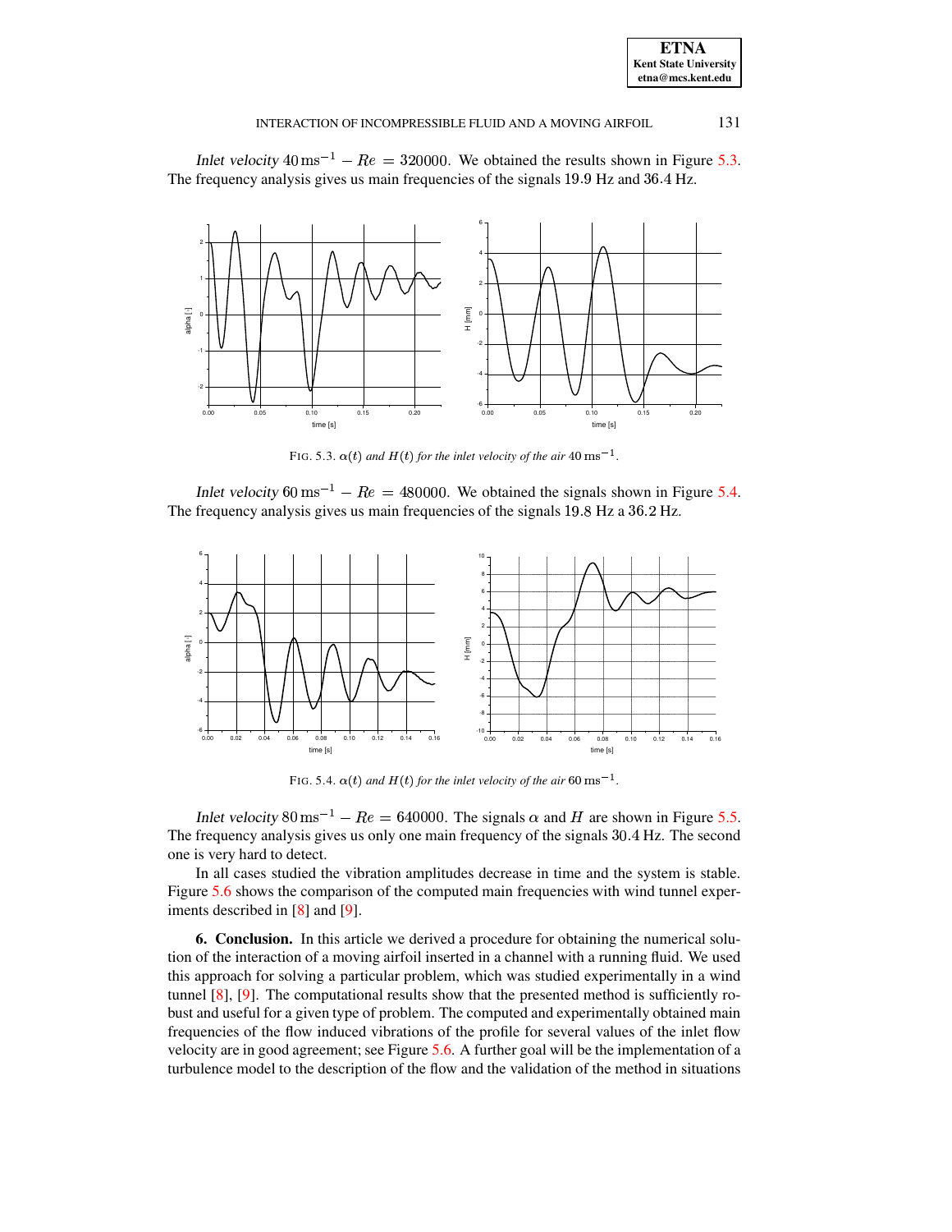*Inlet velocity* $40\,\mathrm{ms}^{-1} - Re = 320000$. We obtained the results shown in Figure 5.3. The frequency analysis gives us main frequencies of the signals 19.9 Hz and 36.4 Hz.

FIG. 5.3. $\alpha(t)$ *and* $H(t)$ *for the inlet velocity of the air* $40\,\mathrm{ms}^{-1}$.

*Inlet velocity* $60\,\mathrm{ms}^{-1} - Re = 480000$. We obtained the signals shown in Figure 5.4. The frequency analysis gives us main frequencies of the signals 19.8 Hz a 36.2 Hz.

FIG. 5.4. $\alpha(t)$ *and* $H(t)$ *for the inlet velocity of the air* $60\,\mathrm{ms}^{-1}$.

*Inlet velocity* $80\,\mathrm{ms}^{-1} - Re = 640000$. The signals $\alpha$ and $H$ are shown in Figure 5.5. The frequency analysis gives us only one main frequency of the signals 30.4 Hz. The second one is very hard to detect.

In all cases studied the vibration amplitudes decrease in time and the system is stable. Figure 5.6 shows the comparison of the computed main frequencies with wind tunnel experiments described in [8] and [9].

**6. Conclusion.** In this article we derived a procedure for obtaining the numerical solution of the interaction of a moving airfoil inserted in a channel with a running fluid. We used this approach for solving a particular problem, which was studied experimentally in a wind tunnel [8], [9]. The computational results show that the presented method is sufficiently robust and useful for a given type of problem. The computed and experimentally obtained main frequencies of the flow induced vibrations of the profile for several values of the inlet flow velocity are in good agreement; see Figure 5.6. A further goal will be the implementation of a turbulence model to the description of the flow and the validation of the method in situations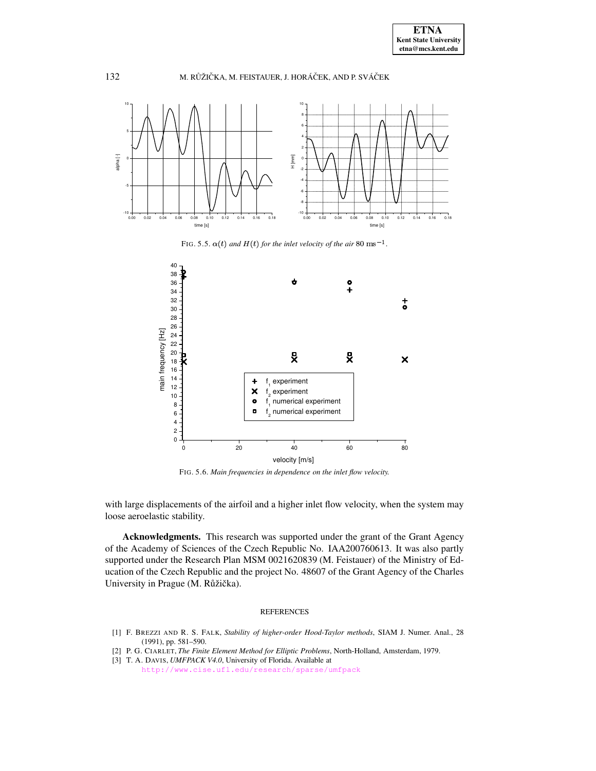FIG. 5.5. $\alpha(t)$ *and* $H(t)$ *for the inlet velocity of the air* $80\ \mathrm{ms}^{-1}$.

FIG. 5.6. *Main frequencies in dependence on the inlet flow velocity.*

with large displacements of the airfoil and a higher inlet flow velocity, when the system may loose aeroelastic stability.

**Acknowledgments.** This research was supported under the grant of the Grant Agency of the Academy of Sciences of the Czech Republic No. IAA200760613. It was also partly supported under the Research Plan MSM 0021620839 (M. Feistauer) of the Ministry of Education of the Czech Republic and the project No. 48607 of the Grant Agency of the Charles University in Prague (M. Růžička).

## REFERENCES

[1] F. BREZZI AND R. S. FALK, *Stability of higher-order Hood-Taylor methods*, SIAM J. Numer. Anal., 28 (1991), pp. 581–590.

[2] P. G. CIARLET, *The Finite Element Method for Elliptic Problems*, North-Holland, Amsterdam, 1979.

[3] T. A. DAVIS, *UMFPACK V4.0*, University of Florida. Available at http://www.cise.ufl.edu/research/sparse/umfpack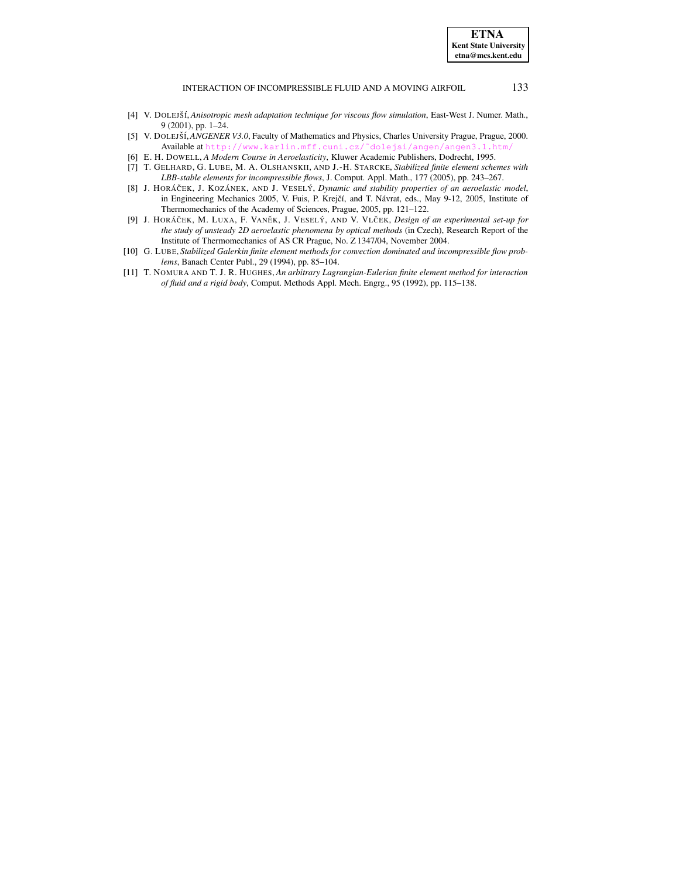[4] V. DOLEJŠÍ, *Anisotropic mesh adaptation technique for viscous flow simulation*, East-West J. Numer. Math., 9 (2001), pp. 1–24.

[5] V. DOLEJŠÍ, *ANGENER V3.0*, Faculty of Mathematics and Physics, Charles University Prague, Prague, 2000. Available at http://www.karlin.mff.cuni.cz/~dolejsi/angen/angen3.1.htm/

[6] E. H. DOWELL, *A Modern Course in Aeroelasticity*, Kluwer Academic Publishers, Dodrecht, 1995.

[7] T. GELHARD, G. LUBE, M. A. OLSHANSKII, AND J.-H. STARCKE, *Stabilized finite element schemes with LBB-stable elements for incompressible flows*, J. Comput. Appl. Math., 177 (2005), pp. 243–267.

[8] J. HORÁČEK, J. KOZÁNEK, AND J. VESELÝ, *Dynamic and stability properties of an aeroelastic model*, in Engineering Mechanics 2005, V. Fuis, P. Krejčí, and T. Návrat, eds., May 9-12, 2005, Institute of Thermomechanics of the Academy of Sciences, Prague, 2005, pp. 121–122.

[9] J. HORÁČEK, M. LUXA, F. VANĚK, J. VESELÝ, AND V. VLČEK, *Design of an experimental set-up for the study of unsteady 2D aeroelastic phenomena by optical methods* (in Czech), Research Report of the Institute of Thermomechanics of AS CR Prague, No. Z 1347/04, November 2004.

[10] G. LUBE, *Stabilized Galerkin finite element methods for convection dominated and incompressible flow problems*, Banach Center Publ., 29 (1994), pp. 85–104.

[11] T. NOMURA AND T. J. R. HUGHES, *An arbitrary Lagrangian-Eulerian finite element method for interaction of fluid and a rigid body*, Comput. Methods Appl. Mech. Engrg., 95 (1992), pp. 115–138.